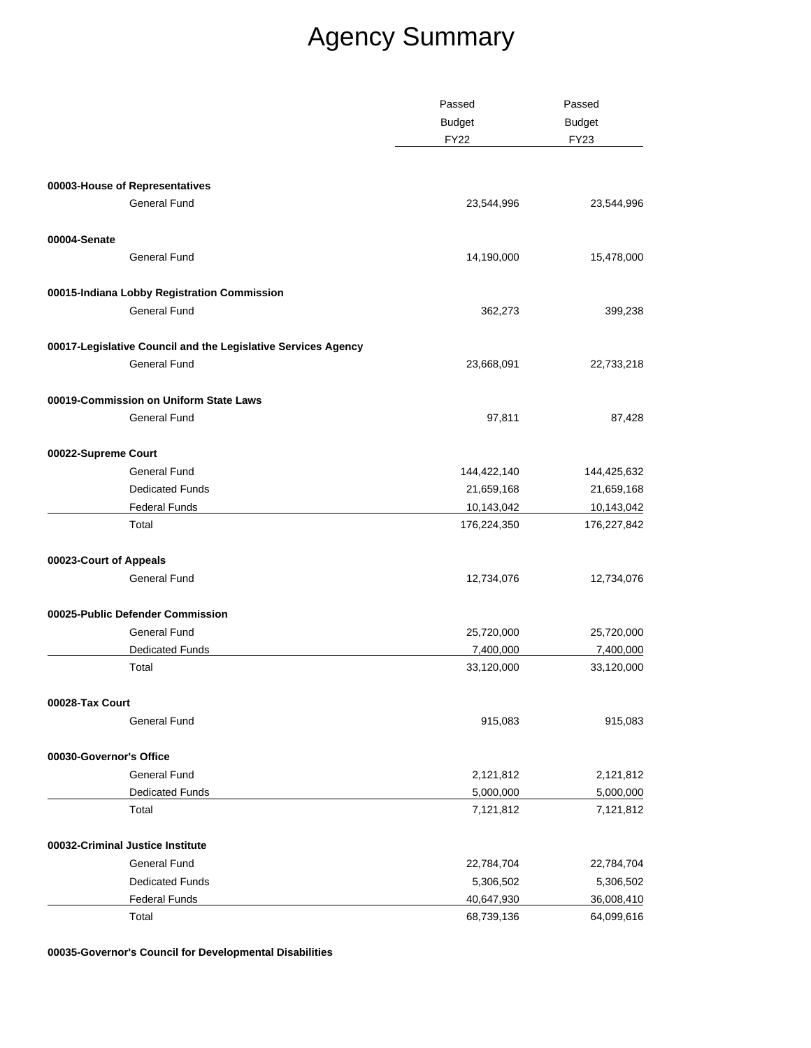# Agency Summary

| | Passed Budget FY22 | Passed Budget FY23 |
|---|---|---|
| **00003-House of Representatives** | | |
| General Fund | 23,544,996 | 23,544,996 |
| **00004-Senate** | | |
| General Fund | 14,190,000 | 15,478,000 |
| **00015-Indiana Lobby Registration Commission** | | |
| General Fund | 362,273 | 399,238 |
| **00017-Legislative Council and the Legislative Services Agency** | | |
| General Fund | 23,668,091 | 22,733,218 |
| **00019-Commission on Uniform State Laws** | | |
| General Fund | 97,811 | 87,428 |
| **00022-Supreme Court** | | |
| General Fund | 144,422,140 | 144,425,632 |
| Dedicated Funds | 21,659,168 | 21,659,168 |
| Federal Funds | 10,143,042 | 10,143,042 |
| Total | 176,224,350 | 176,227,842 |
| **00023-Court of Appeals** | | |
| General Fund | 12,734,076 | 12,734,076 |
| **00025-Public Defender Commission** | | |
| General Fund | 25,720,000 | 25,720,000 |
| Dedicated Funds | 7,400,000 | 7,400,000 |
| Total | 33,120,000 | 33,120,000 |
| **00028-Tax Court** | | |
| General Fund | 915,083 | 915,083 |
| **00030-Governor's Office** | | |
| General Fund | 2,121,812 | 2,121,812 |
| Dedicated Funds | 5,000,000 | 5,000,000 |
| Total | 7,121,812 | 7,121,812 |
| **00032-Criminal Justice Institute** | | |
| General Fund | 22,784,704 | 22,784,704 |
| Dedicated Funds | 5,306,502 | 5,306,502 |
| Federal Funds | 40,647,930 | 36,008,410 |
| Total | 68,739,136 | 64,099,616 |
| **00035-Governor's Council for Developmental Disabilities** | | |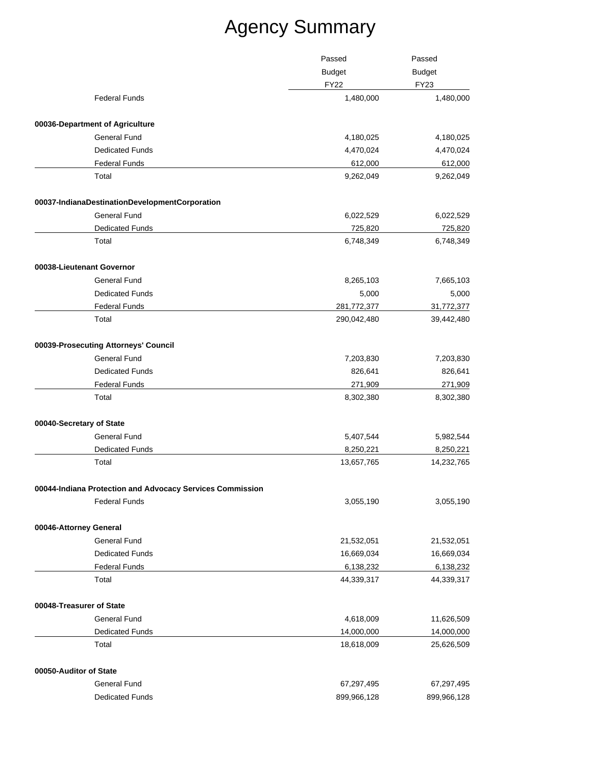# Agency Summary

| | Passed Budget FY22 | Passed Budget FY23 |
|---|---|---|
| Federal Funds | 1,480,000 | 1,480,000 |
| **00036-Department of Agriculture** | | |
| General Fund | 4,180,025 | 4,180,025 |
| Dedicated Funds | 4,470,024 | 4,470,024 |
| Federal Funds | 612,000 | 612,000 |
| Total | 9,262,049 | 9,262,049 |
| **00037-IndianaDestinationDevelopmentCorporation** | | |
| General Fund | 6,022,529 | 6,022,529 |
| Dedicated Funds | 725,820 | 725,820 |
| Total | 6,748,349 | 6,748,349 |
| **00038-Lieutenant Governor** | | |
| General Fund | 8,265,103 | 7,665,103 |
| Dedicated Funds | 5,000 | 5,000 |
| Federal Funds | 281,772,377 | 31,772,377 |
| Total | 290,042,480 | 39,442,480 |
| **00039-Prosecuting Attorneys' Council** | | |
| General Fund | 7,203,830 | 7,203,830 |
| Dedicated Funds | 826,641 | 826,641 |
| Federal Funds | 271,909 | 271,909 |
| Total | 8,302,380 | 8,302,380 |
| **00040-Secretary of State** | | |
| General Fund | 5,407,544 | 5,982,544 |
| Dedicated Funds | 8,250,221 | 8,250,221 |
| Total | 13,657,765 | 14,232,765 |
| **00044-Indiana Protection and Advocacy Services Commission** | | |
| Federal Funds | 3,055,190 | 3,055,190 |
| **00046-Attorney General** | | |
| General Fund | 21,532,051 | 21,532,051 |
| Dedicated Funds | 16,669,034 | 16,669,034 |
| Federal Funds | 6,138,232 | 6,138,232 |
| Total | 44,339,317 | 44,339,317 |
| **00048-Treasurer of State** | | |
| General Fund | 4,618,009 | 11,626,509 |
| Dedicated Funds | 14,000,000 | 14,000,000 |
| Total | 18,618,009 | 25,626,509 |
| **00050-Auditor of State** | | |
| General Fund | 67,297,495 | 67,297,495 |
| Dedicated Funds | 899,966,128 | 899,966,128 |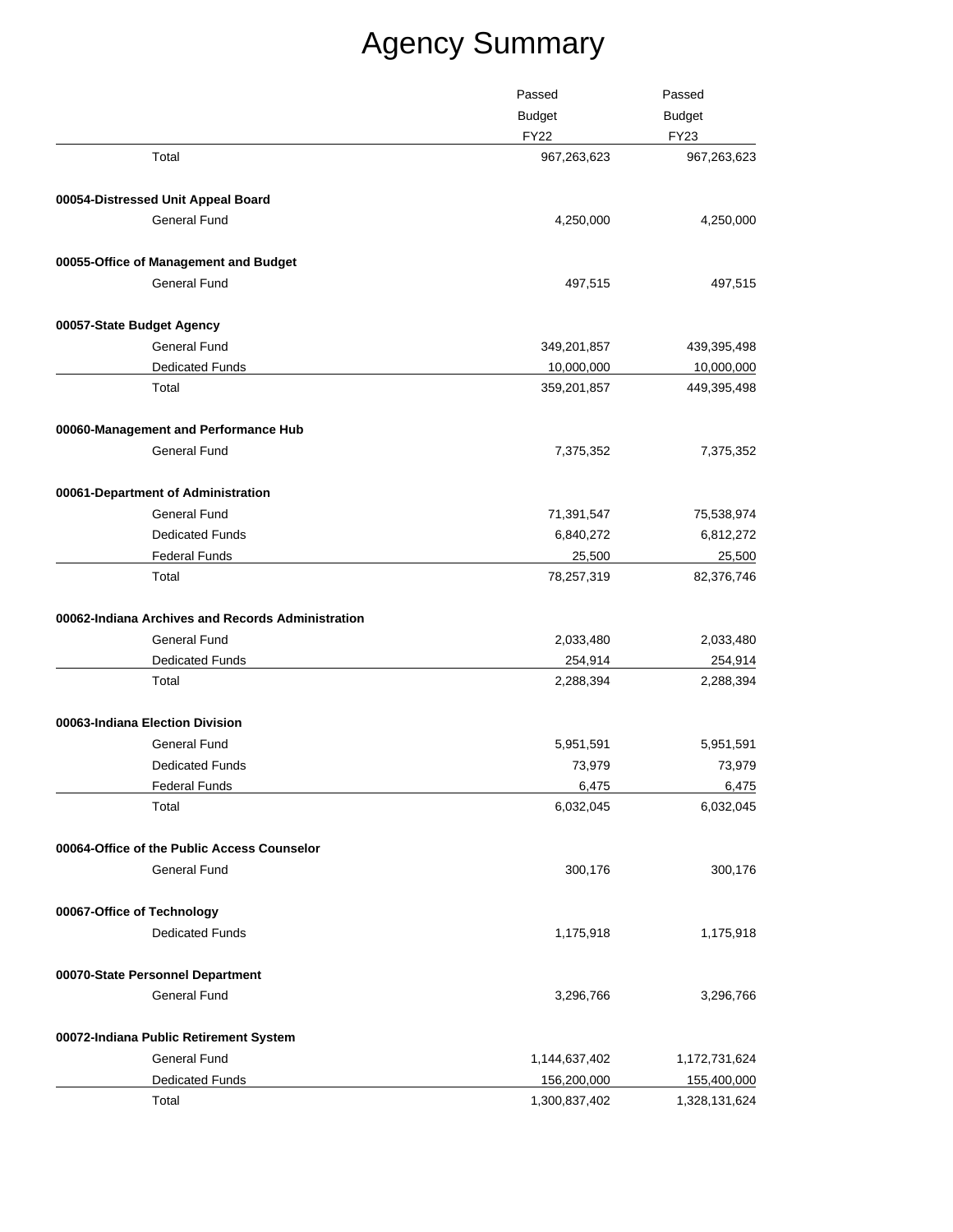# Agency Summary

| | Passed Budget FY22 | Passed Budget FY23 |
|---|---|---|
| Total | 967,263,623 | 967,263,623 |
| **00054-Distressed Unit Appeal Board** | | |
| General Fund | 4,250,000 | 4,250,000 |
| **00055-Office of Management and Budget** | | |
| General Fund | 497,515 | 497,515 |
| **00057-State Budget Agency** | | |
| General Fund | 349,201,857 | 439,395,498 |
| Dedicated Funds | 10,000,000 | 10,000,000 |
| Total | 359,201,857 | 449,395,498 |
| **00060-Management and Performance Hub** | | |
| General Fund | 7,375,352 | 7,375,352 |
| **00061-Department of Administration** | | |
| General Fund | 71,391,547 | 75,538,974 |
| Dedicated Funds | 6,840,272 | 6,812,272 |
| Federal Funds | 25,500 | 25,500 |
| Total | 78,257,319 | 82,376,746 |
| **00062-Indiana Archives and Records Administration** | | |
| General Fund | 2,033,480 | 2,033,480 |
| Dedicated Funds | 254,914 | 254,914 |
| Total | 2,288,394 | 2,288,394 |
| **00063-Indiana Election Division** | | |
| General Fund | 5,951,591 | 5,951,591 |
| Dedicated Funds | 73,979 | 73,979 |
| Federal Funds | 6,475 | 6,475 |
| Total | 6,032,045 | 6,032,045 |
| **00064-Office of the Public Access Counselor** | | |
| General Fund | 300,176 | 300,176 |
| **00067-Office of Technology** | | |
| Dedicated Funds | 1,175,918 | 1,175,918 |
| **00070-State Personnel Department** | | |
| General Fund | 3,296,766 | 3,296,766 |
| **00072-Indiana Public Retirement System** | | |
| General Fund | 1,144,637,402 | 1,172,731,624 |
| Dedicated Funds | 156,200,000 | 155,400,000 |
| Total | 1,300,837,402 | 1,328,131,624 |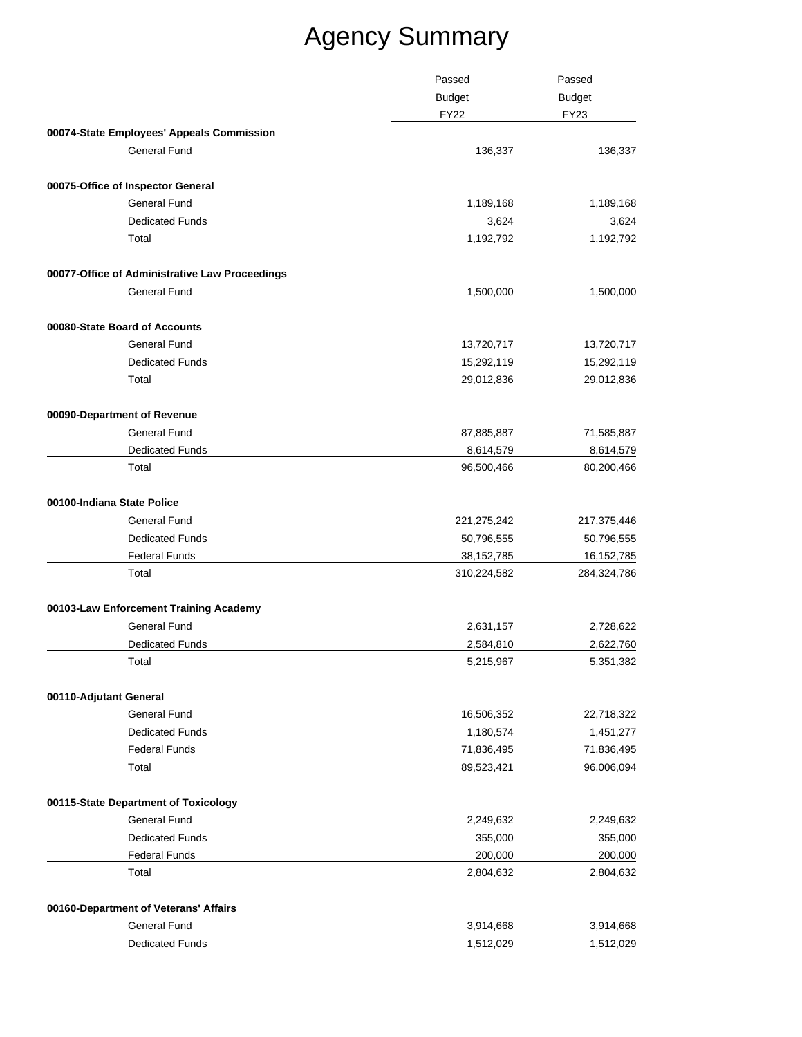# Agency Summary

| | Passed Budget FY22 | Passed Budget FY23 |
|---|---|---|
| **00074-State Employees' Appeals Commission** | | |
| General Fund | 136,337 | 136,337 |
| **00075-Office of Inspector General** | | |
| General Fund | 1,189,168 | 1,189,168 |
| Dedicated Funds | 3,624 | 3,624 |
| Total | 1,192,792 | 1,192,792 |
| **00077-Office of Administrative Law Proceedings** | | |
| General Fund | 1,500,000 | 1,500,000 |
| **00080-State Board of Accounts** | | |
| General Fund | 13,720,717 | 13,720,717 |
| Dedicated Funds | 15,292,119 | 15,292,119 |
| Total | 29,012,836 | 29,012,836 |
| **00090-Department of Revenue** | | |
| General Fund | 87,885,887 | 71,585,887 |
| Dedicated Funds | 8,614,579 | 8,614,579 |
| Total | 96,500,466 | 80,200,466 |
| **00100-Indiana State Police** | | |
| General Fund | 221,275,242 | 217,375,446 |
| Dedicated Funds | 50,796,555 | 50,796,555 |
| Federal Funds | 38,152,785 | 16,152,785 |
| Total | 310,224,582 | 284,324,786 |
| **00103-Law Enforcement Training Academy** | | |
| General Fund | 2,631,157 | 2,728,622 |
| Dedicated Funds | 2,584,810 | 2,622,760 |
| Total | 5,215,967 | 5,351,382 |
| **00110-Adjutant General** | | |
| General Fund | 16,506,352 | 22,718,322 |
| Dedicated Funds | 1,180,574 | 1,451,277 |
| Federal Funds | 71,836,495 | 71,836,495 |
| Total | 89,523,421 | 96,006,094 |
| **00115-State Department of Toxicology** | | |
| General Fund | 2,249,632 | 2,249,632 |
| Dedicated Funds | 355,000 | 355,000 |
| Federal Funds | 200,000 | 200,000 |
| Total | 2,804,632 | 2,804,632 |
| **00160-Department of Veterans' Affairs** | | |
| General Fund | 3,914,668 | 3,914,668 |
| Dedicated Funds | 1,512,029 | 1,512,029 |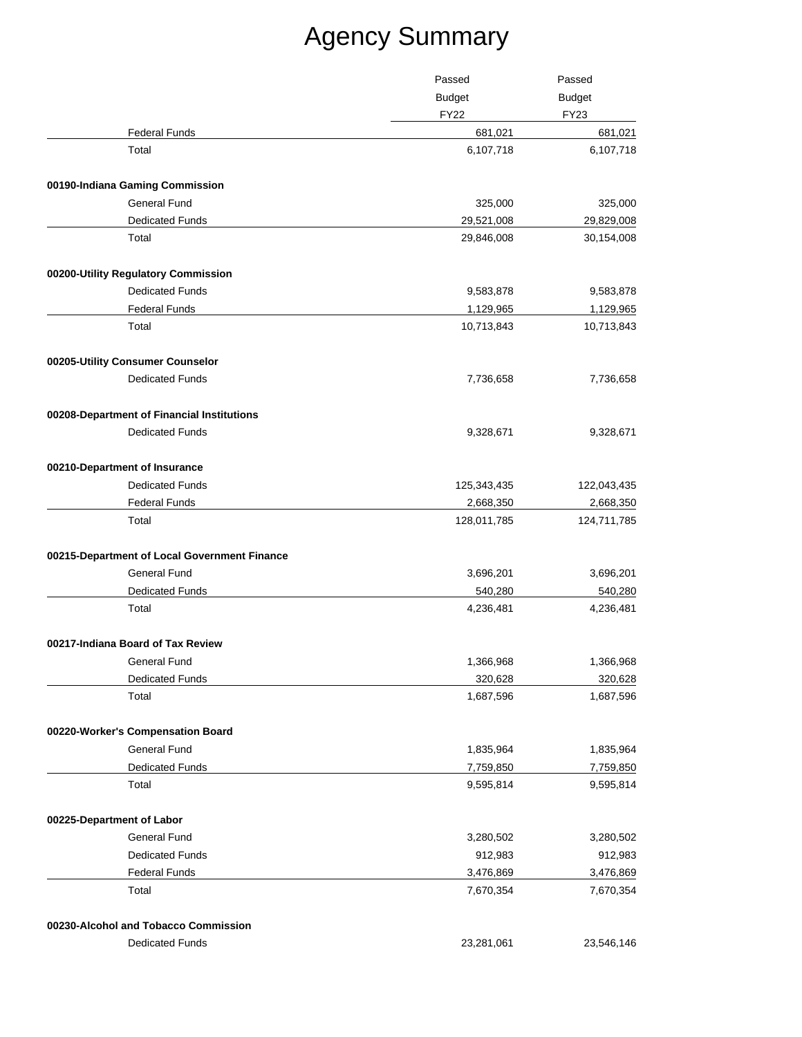# Agency Summary

| | Passed Budget FY22 | Passed Budget FY23 |
|---|---|---|
| Federal Funds | 681,021 | 681,021 |
| Total | 6,107,718 | 6,107,718 |
| **00190-Indiana Gaming Commission** | | |
| General Fund | 325,000 | 325,000 |
| Dedicated Funds | 29,521,008 | 29,829,008 |
| Total | 29,846,008 | 30,154,008 |
| **00200-Utility Regulatory Commission** | | |
| Dedicated Funds | 9,583,878 | 9,583,878 |
| Federal Funds | 1,129,965 | 1,129,965 |
| Total | 10,713,843 | 10,713,843 |
| **00205-Utility Consumer Counselor** | | |
| Dedicated Funds | 7,736,658 | 7,736,658 |
| **00208-Department of Financial Institutions** | | |
| Dedicated Funds | 9,328,671 | 9,328,671 |
| **00210-Department of Insurance** | | |
| Dedicated Funds | 125,343,435 | 122,043,435 |
| Federal Funds | 2,668,350 | 2,668,350 |
| Total | 128,011,785 | 124,711,785 |
| **00215-Department of Local Government Finance** | | |
| General Fund | 3,696,201 | 3,696,201 |
| Dedicated Funds | 540,280 | 540,280 |
| Total | 4,236,481 | 4,236,481 |
| **00217-Indiana Board of Tax Review** | | |
| General Fund | 1,366,968 | 1,366,968 |
| Dedicated Funds | 320,628 | 320,628 |
| Total | 1,687,596 | 1,687,596 |
| **00220-Worker's Compensation Board** | | |
| General Fund | 1,835,964 | 1,835,964 |
| Dedicated Funds | 7,759,850 | 7,759,850 |
| Total | 9,595,814 | 9,595,814 |
| **00225-Department of Labor** | | |
| General Fund | 3,280,502 | 3,280,502 |
| Dedicated Funds | 912,983 | 912,983 |
| Federal Funds | 3,476,869 | 3,476,869 |
| Total | 7,670,354 | 7,670,354 |
| **00230-Alcohol and Tobacco Commission** | | |
| Dedicated Funds | 23,281,061 | 23,546,146 |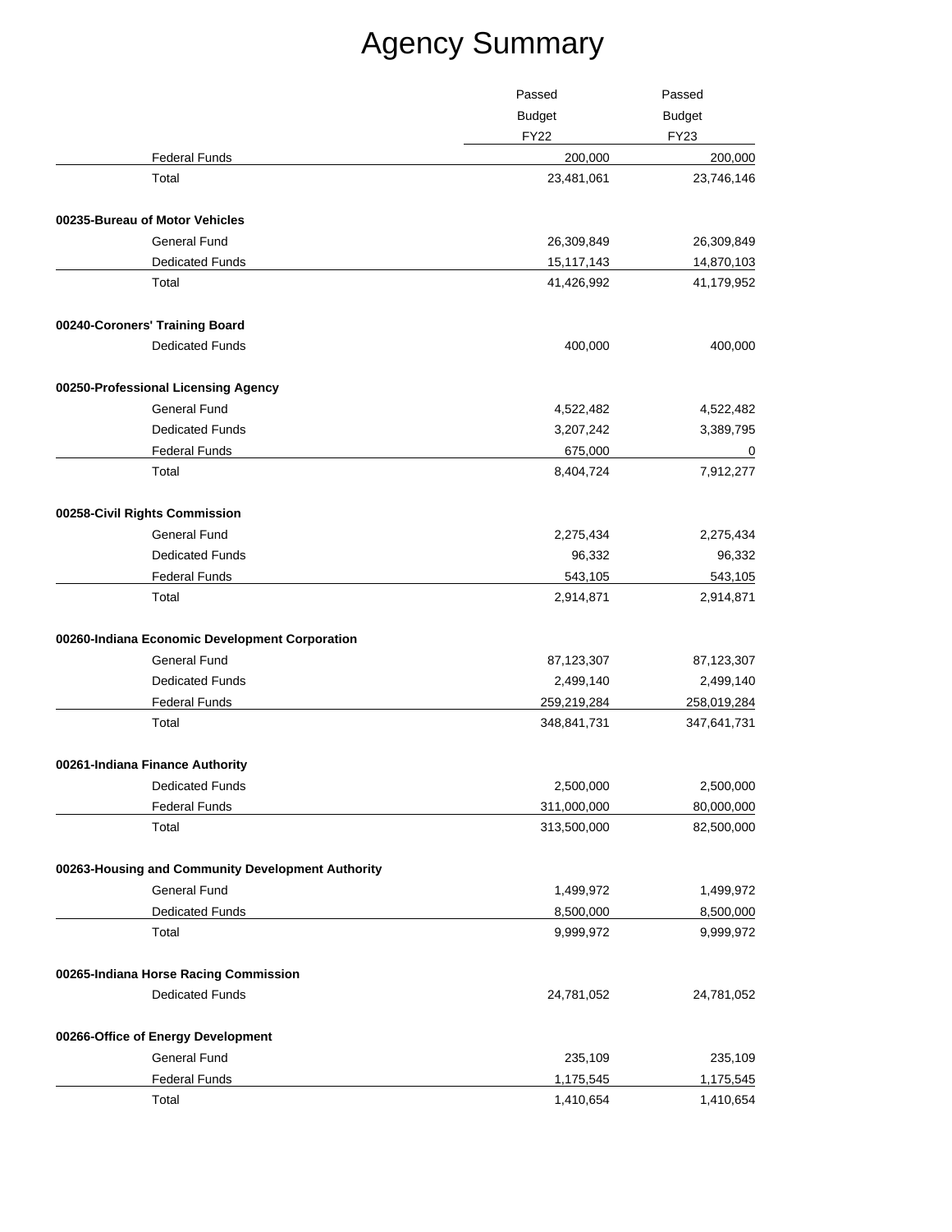# Agency Summary

| | Passed Budget FY22 | Passed Budget FY23 |
|---|---|---|
| Federal Funds | 200,000 | 200,000 |
| Total | 23,481,061 | 23,746,146 |
| **00235-Bureau of Motor Vehicles** | | |
| General Fund | 26,309,849 | 26,309,849 |
| Dedicated Funds | 15,117,143 | 14,870,103 |
| Total | 41,426,992 | 41,179,952 |
| **00240-Coroners' Training Board** | | |
| Dedicated Funds | 400,000 | 400,000 |
| **00250-Professional Licensing Agency** | | |
| General Fund | 4,522,482 | 4,522,482 |
| Dedicated Funds | 3,207,242 | 3,389,795 |
| Federal Funds | 675,000 | 0 |
| Total | 8,404,724 | 7,912,277 |
| **00258-Civil Rights Commission** | | |
| General Fund | 2,275,434 | 2,275,434 |
| Dedicated Funds | 96,332 | 96,332 |
| Federal Funds | 543,105 | 543,105 |
| Total | 2,914,871 | 2,914,871 |
| **00260-Indiana Economic Development Corporation** | | |
| General Fund | 87,123,307 | 87,123,307 |
| Dedicated Funds | 2,499,140 | 2,499,140 |
| Federal Funds | 259,219,284 | 258,019,284 |
| Total | 348,841,731 | 347,641,731 |
| **00261-Indiana Finance Authority** | | |
| Dedicated Funds | 2,500,000 | 2,500,000 |
| Federal Funds | 311,000,000 | 80,000,000 |
| Total | 313,500,000 | 82,500,000 |
| **00263-Housing and Community Development Authority** | | |
| General Fund | 1,499,972 | 1,499,972 |
| Dedicated Funds | 8,500,000 | 8,500,000 |
| Total | 9,999,972 | 9,999,972 |
| **00265-Indiana Horse Racing Commission** | | |
| Dedicated Funds | 24,781,052 | 24,781,052 |
| **00266-Office of Energy Development** | | |
| General Fund | 235,109 | 235,109 |
| Federal Funds | 1,175,545 | 1,175,545 |
| Total | 1,410,654 | 1,410,654 |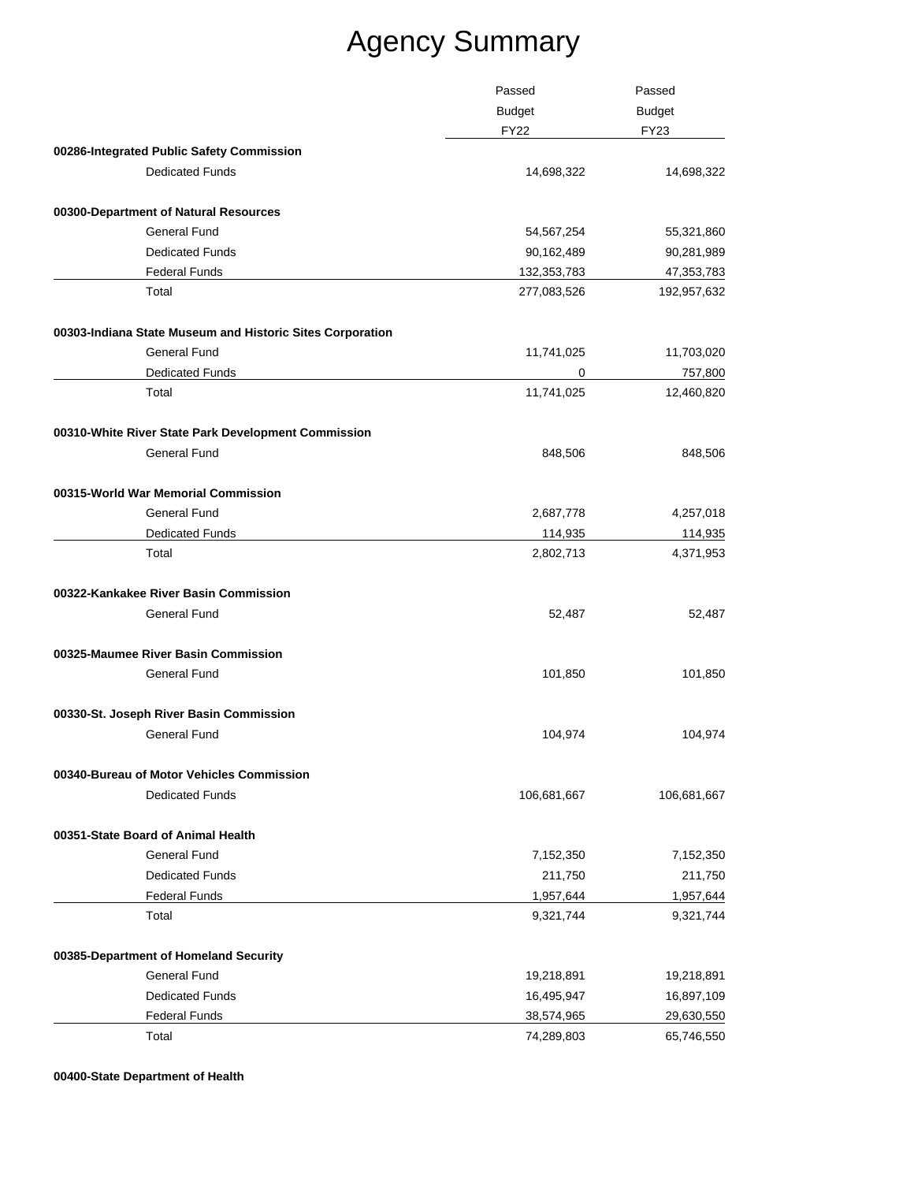# Agency Summary

| | Passed Budget FY22 | Passed Budget FY23 |
|---|---|---|
| **00286-Integrated Public Safety Commission** | | |
| Dedicated Funds | 14,698,322 | 14,698,322 |
| **00300-Department of Natural Resources** | | |
| General Fund | 54,567,254 | 55,321,860 |
| Dedicated Funds | 90,162,489 | 90,281,989 |
| Federal Funds | 132,353,783 | 47,353,783 |
| Total | 277,083,526 | 192,957,632 |
| **00303-Indiana State Museum and Historic Sites Corporation** | | |
| General Fund | 11,741,025 | 11,703,020 |
| Dedicated Funds | 0 | 757,800 |
| Total | 11,741,025 | 12,460,820 |
| **00310-White River State Park Development Commission** | | |
| General Fund | 848,506 | 848,506 |
| **00315-World War Memorial Commission** | | |
| General Fund | 2,687,778 | 4,257,018 |
| Dedicated Funds | 114,935 | 114,935 |
| Total | 2,802,713 | 4,371,953 |
| **00322-Kankakee River Basin Commission** | | |
| General Fund | 52,487 | 52,487 |
| **00325-Maumee River Basin Commission** | | |
| General Fund | 101,850 | 101,850 |
| **00330-St. Joseph River Basin Commission** | | |
| General Fund | 104,974 | 104,974 |
| **00340-Bureau of Motor Vehicles Commission** | | |
| Dedicated Funds | 106,681,667 | 106,681,667 |
| **00351-State Board of Animal Health** | | |
| General Fund | 7,152,350 | 7,152,350 |
| Dedicated Funds | 211,750 | 211,750 |
| Federal Funds | 1,957,644 | 1,957,644 |
| Total | 9,321,744 | 9,321,744 |
| **00385-Department of Homeland Security** | | |
| General Fund | 19,218,891 | 19,218,891 |
| Dedicated Funds | 16,495,947 | 16,897,109 |
| Federal Funds | 38,574,965 | 29,630,550 |
| Total | 74,289,803 | 65,746,550 |
| **00400-State Department of Health** | | |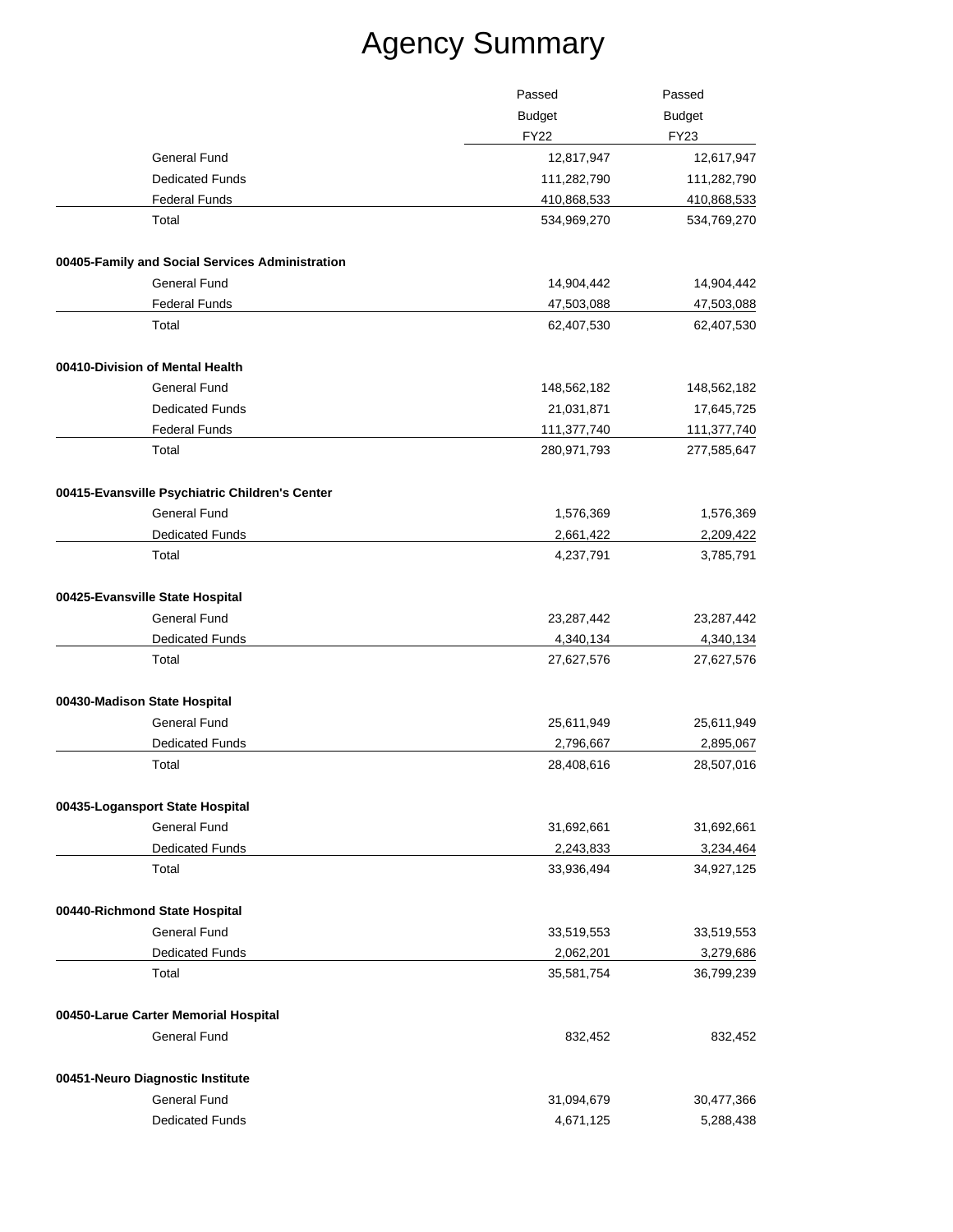# Agency Summary

| | Passed Budget FY22 | Passed Budget FY23 |
|---|---|---|
| General Fund | 12,817,947 | 12,617,947 |
| Dedicated Funds | 111,282,790 | 111,282,790 |
| Federal Funds | 410,868,533 | 410,868,533 |
| Total | 534,969,270 | 534,769,270 |
| **00405-Family and Social Services Administration** | | |
| General Fund | 14,904,442 | 14,904,442 |
| Federal Funds | 47,503,088 | 47,503,088 |
| Total | 62,407,530 | 62,407,530 |
| **00410-Division of Mental Health** | | |
| General Fund | 148,562,182 | 148,562,182 |
| Dedicated Funds | 21,031,871 | 17,645,725 |
| Federal Funds | 111,377,740 | 111,377,740 |
| Total | 280,971,793 | 277,585,647 |
| **00415-Evansville Psychiatric Children's Center** | | |
| General Fund | 1,576,369 | 1,576,369 |
| Dedicated Funds | 2,661,422 | 2,209,422 |
| Total | 4,237,791 | 3,785,791 |
| **00425-Evansville State Hospital** | | |
| General Fund | 23,287,442 | 23,287,442 |
| Dedicated Funds | 4,340,134 | 4,340,134 |
| Total | 27,627,576 | 27,627,576 |
| **00430-Madison State Hospital** | | |
| General Fund | 25,611,949 | 25,611,949 |
| Dedicated Funds | 2,796,667 | 2,895,067 |
| Total | 28,408,616 | 28,507,016 |
| **00435-Logansport State Hospital** | | |
| General Fund | 31,692,661 | 31,692,661 |
| Dedicated Funds | 2,243,833 | 3,234,464 |
| Total | 33,936,494 | 34,927,125 |
| **00440-Richmond State Hospital** | | |
| General Fund | 33,519,553 | 33,519,553 |
| Dedicated Funds | 2,062,201 | 3,279,686 |
| Total | 35,581,754 | 36,799,239 |
| **00450-Larue Carter Memorial Hospital** | | |
| General Fund | 832,452 | 832,452 |
| **00451-Neuro Diagnostic Institute** | | |
| General Fund | 31,094,679 | 30,477,366 |
| Dedicated Funds | 4,671,125 | 5,288,438 |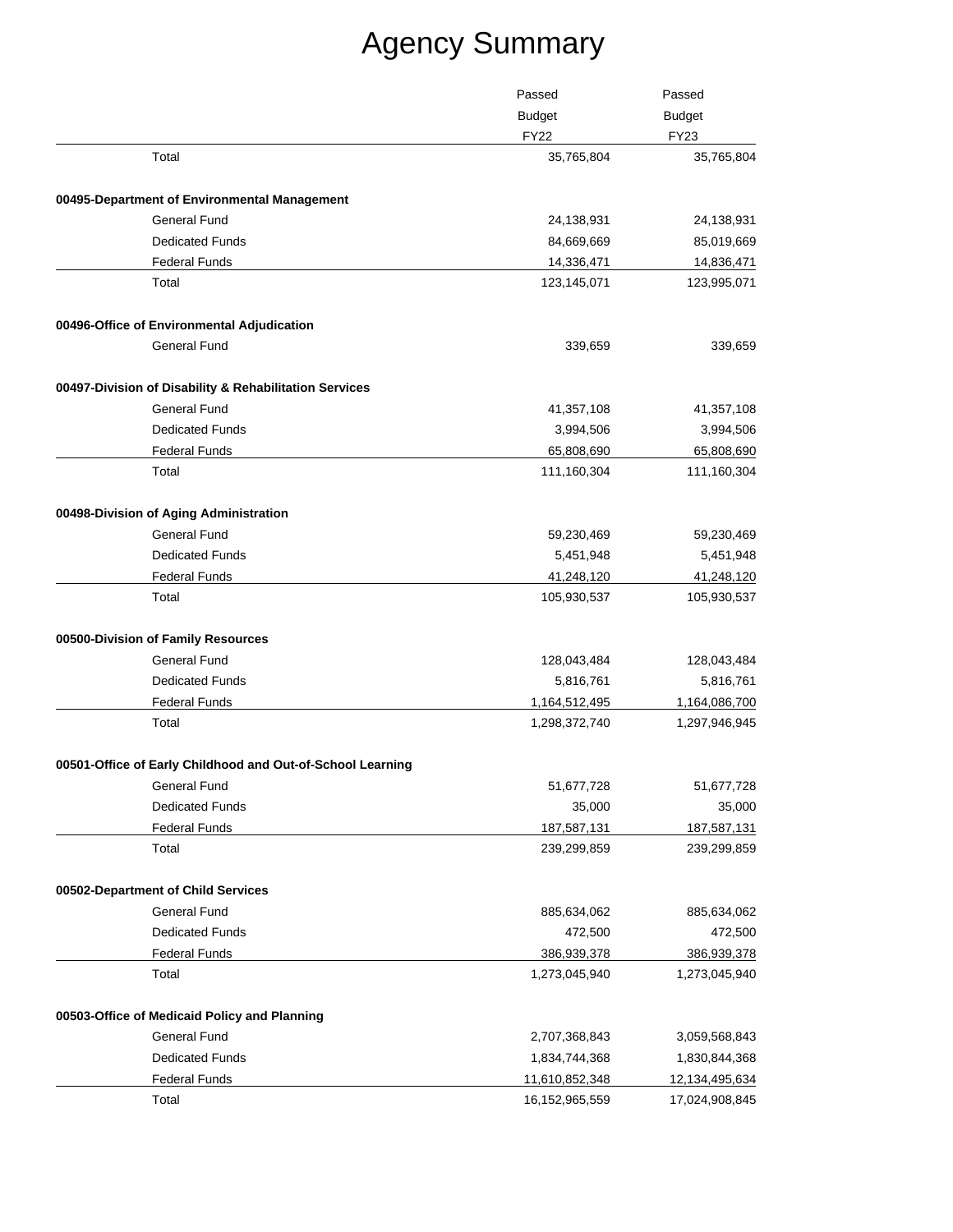# Agency Summary

| | Passed Budget FY22 | Passed Budget FY23 |
|---|---|---|
| Total | 35,765,804 | 35,765,804 |
| **00495-Department of Environmental Management** | | |
| General Fund | 24,138,931 | 24,138,931 |
| Dedicated Funds | 84,669,669 | 85,019,669 |
| Federal Funds | 14,336,471 | 14,836,471 |
| Total | 123,145,071 | 123,995,071 |
| **00496-Office of Environmental Adjudication** | | |
| General Fund | 339,659 | 339,659 |
| **00497-Division of Disability & Rehabilitation Services** | | |
| General Fund | 41,357,108 | 41,357,108 |
| Dedicated Funds | 3,994,506 | 3,994,506 |
| Federal Funds | 65,808,690 | 65,808,690 |
| Total | 111,160,304 | 111,160,304 |
| **00498-Division of Aging Administration** | | |
| General Fund | 59,230,469 | 59,230,469 |
| Dedicated Funds | 5,451,948 | 5,451,948 |
| Federal Funds | 41,248,120 | 41,248,120 |
| Total | 105,930,537 | 105,930,537 |
| **00500-Division of Family Resources** | | |
| General Fund | 128,043,484 | 128,043,484 |
| Dedicated Funds | 5,816,761 | 5,816,761 |
| Federal Funds | 1,164,512,495 | 1,164,086,700 |
| Total | 1,298,372,740 | 1,297,946,945 |
| **00501-Office of Early Childhood and Out-of-School Learning** | | |
| General Fund | 51,677,728 | 51,677,728 |
| Dedicated Funds | 35,000 | 35,000 |
| Federal Funds | 187,587,131 | 187,587,131 |
| Total | 239,299,859 | 239,299,859 |
| **00502-Department of Child Services** | | |
| General Fund | 885,634,062 | 885,634,062 |
| Dedicated Funds | 472,500 | 472,500 |
| Federal Funds | 386,939,378 | 386,939,378 |
| Total | 1,273,045,940 | 1,273,045,940 |
| **00503-Office of Medicaid Policy and Planning** | | |
| General Fund | 2,707,368,843 | 3,059,568,843 |
| Dedicated Funds | 1,834,744,368 | 1,830,844,368 |
| Federal Funds | 11,610,852,348 | 12,134,495,634 |
| Total | 16,152,965,559 | 17,024,908,845 |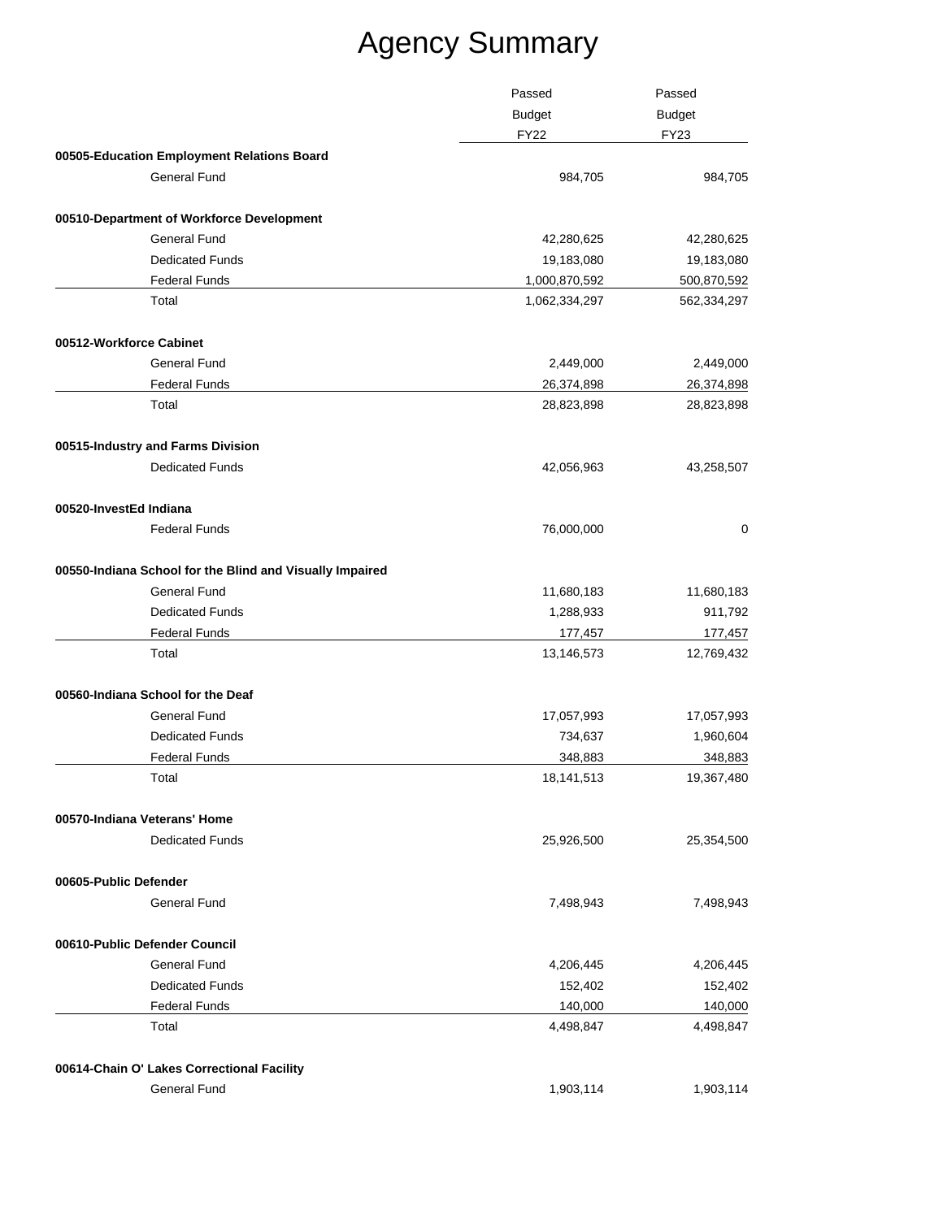# Agency Summary

| | Passed Budget FY22 | Passed Budget FY23 |
|---|---|---|
| **00505-Education Employment Relations Board** | | |
| General Fund | 984,705 | 984,705 |
| **00510-Department of Workforce Development** | | |
| General Fund | 42,280,625 | 42,280,625 |
| Dedicated Funds | 19,183,080 | 19,183,080 |
| Federal Funds | 1,000,870,592 | 500,870,592 |
| Total | 1,062,334,297 | 562,334,297 |
| **00512-Workforce Cabinet** | | |
| General Fund | 2,449,000 | 2,449,000 |
| Federal Funds | 26,374,898 | 26,374,898 |
| Total | 28,823,898 | 28,823,898 |
| **00515-Industry and Farms Division** | | |
| Dedicated Funds | 42,056,963 | 43,258,507 |
| **00520-InvestEd Indiana** | | |
| Federal Funds | 76,000,000 | 0 |
| **00550-Indiana School for the Blind and Visually Impaired** | | |
| General Fund | 11,680,183 | 11,680,183 |
| Dedicated Funds | 1,288,933 | 911,792 |
| Federal Funds | 177,457 | 177,457 |
| Total | 13,146,573 | 12,769,432 |
| **00560-Indiana School for the Deaf** | | |
| General Fund | 17,057,993 | 17,057,993 |
| Dedicated Funds | 734,637 | 1,960,604 |
| Federal Funds | 348,883 | 348,883 |
| Total | 18,141,513 | 19,367,480 |
| **00570-Indiana Veterans' Home** | | |
| Dedicated Funds | 25,926,500 | 25,354,500 |
| **00605-Public Defender** | | |
| General Fund | 7,498,943 | 7,498,943 |
| **00610-Public Defender Council** | | |
| General Fund | 4,206,445 | 4,206,445 |
| Dedicated Funds | 152,402 | 152,402 |
| Federal Funds | 140,000 | 140,000 |
| Total | 4,498,847 | 4,498,847 |
| **00614-Chain O' Lakes Correctional Facility** | | |
| General Fund | 1,903,114 | 1,903,114 |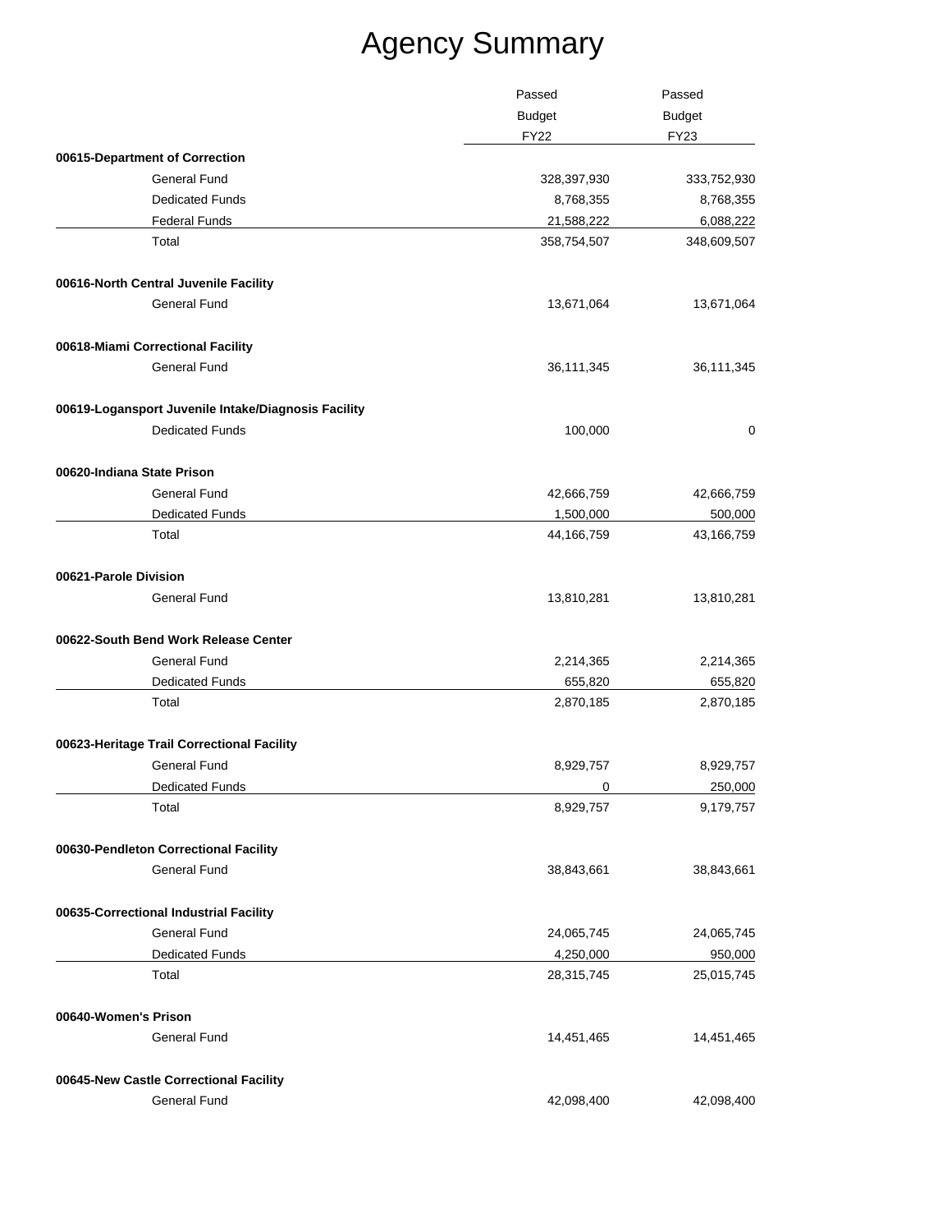# Agency Summary

| | Passed Budget FY22 | Passed Budget FY23 |
|---|---|---|
| **00615-Department of Correction** | | |
| General Fund | 328,397,930 | 333,752,930 |
| Dedicated Funds | 8,768,355 | 8,768,355 |
| Federal Funds | 21,588,222 | 6,088,222 |
| Total | 358,754,507 | 348,609,507 |
| **00616-North Central Juvenile Facility** | | |
| General Fund | 13,671,064 | 13,671,064 |
| **00618-Miami Correctional Facility** | | |
| General Fund | 36,111,345 | 36,111,345 |
| **00619-Logansport Juvenile Intake/Diagnosis Facility** | | |
| Dedicated Funds | 100,000 | 0 |
| **00620-Indiana State Prison** | | |
| General Fund | 42,666,759 | 42,666,759 |
| Dedicated Funds | 1,500,000 | 500,000 |
| Total | 44,166,759 | 43,166,759 |
| **00621-Parole Division** | | |
| General Fund | 13,810,281 | 13,810,281 |
| **00622-South Bend Work Release Center** | | |
| General Fund | 2,214,365 | 2,214,365 |
| Dedicated Funds | 655,820 | 655,820 |
| Total | 2,870,185 | 2,870,185 |
| **00623-Heritage Trail Correctional Facility** | | |
| General Fund | 8,929,757 | 8,929,757 |
| Dedicated Funds | 0 | 250,000 |
| Total | 8,929,757 | 9,179,757 |
| **00630-Pendleton Correctional Facility** | | |
| General Fund | 38,843,661 | 38,843,661 |
| **00635-Correctional Industrial Facility** | | |
| General Fund | 24,065,745 | 24,065,745 |
| Dedicated Funds | 4,250,000 | 950,000 |
| Total | 28,315,745 | 25,015,745 |
| **00640-Women's Prison** | | |
| General Fund | 14,451,465 | 14,451,465 |
| **00645-New Castle Correctional Facility** | | |
| General Fund | 42,098,400 | 42,098,400 |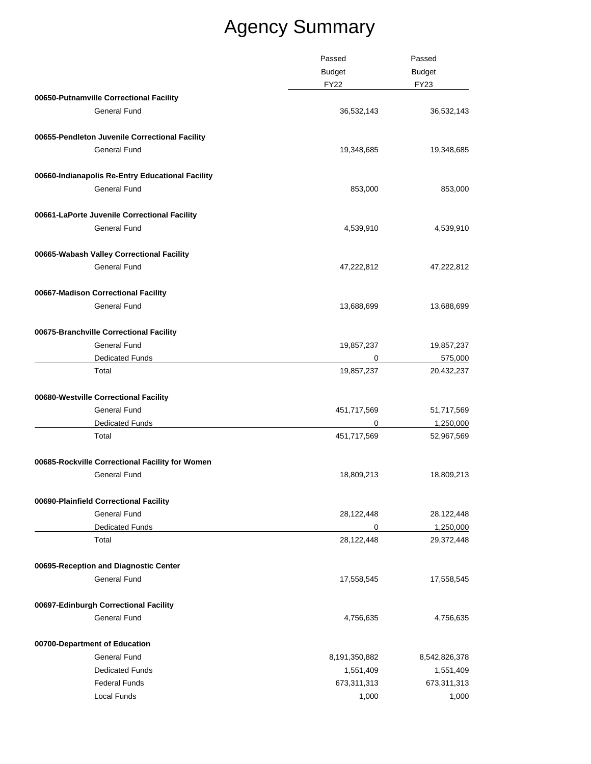# Agency Summary

| | Passed Budget FY22 | Passed Budget FY23 |
|---|---|---|
| **00650-Putnamville Correctional Facility** | | |
| General Fund | 36,532,143 | 36,532,143 |
| **00655-Pendleton Juvenile Correctional Facility** | | |
| General Fund | 19,348,685 | 19,348,685 |
| **00660-Indianapolis Re-Entry Educational Facility** | | |
| General Fund | 853,000 | 853,000 |
| **00661-LaPorte Juvenile Correctional Facility** | | |
| General Fund | 4,539,910 | 4,539,910 |
| **00665-Wabash Valley Correctional Facility** | | |
| General Fund | 47,222,812 | 47,222,812 |
| **00667-Madison Correctional Facility** | | |
| General Fund | 13,688,699 | 13,688,699 |
| **00675-Branchville Correctional Facility** | | |
| General Fund | 19,857,237 | 19,857,237 |
| Dedicated Funds | 0 | 575,000 |
| Total | 19,857,237 | 20,432,237 |
| **00680-Westville Correctional Facility** | | |
| General Fund | 451,717,569 | 51,717,569 |
| Dedicated Funds | 0 | 1,250,000 |
| Total | 451,717,569 | 52,967,569 |
| **00685-Rockville Correctional Facility for Women** | | |
| General Fund | 18,809,213 | 18,809,213 |
| **00690-Plainfield Correctional Facility** | | |
| General Fund | 28,122,448 | 28,122,448 |
| Dedicated Funds | 0 | 1,250,000 |
| Total | 28,122,448 | 29,372,448 |
| **00695-Reception and Diagnostic Center** | | |
| General Fund | 17,558,545 | 17,558,545 |
| **00697-Edinburgh Correctional Facility** | | |
| General Fund | 4,756,635 | 4,756,635 |
| **00700-Department of Education** | | |
| General Fund | 8,191,350,882 | 8,542,826,378 |
| Dedicated Funds | 1,551,409 | 1,551,409 |
| Federal Funds | 673,311,313 | 673,311,313 |
| Local Funds | 1,000 | 1,000 |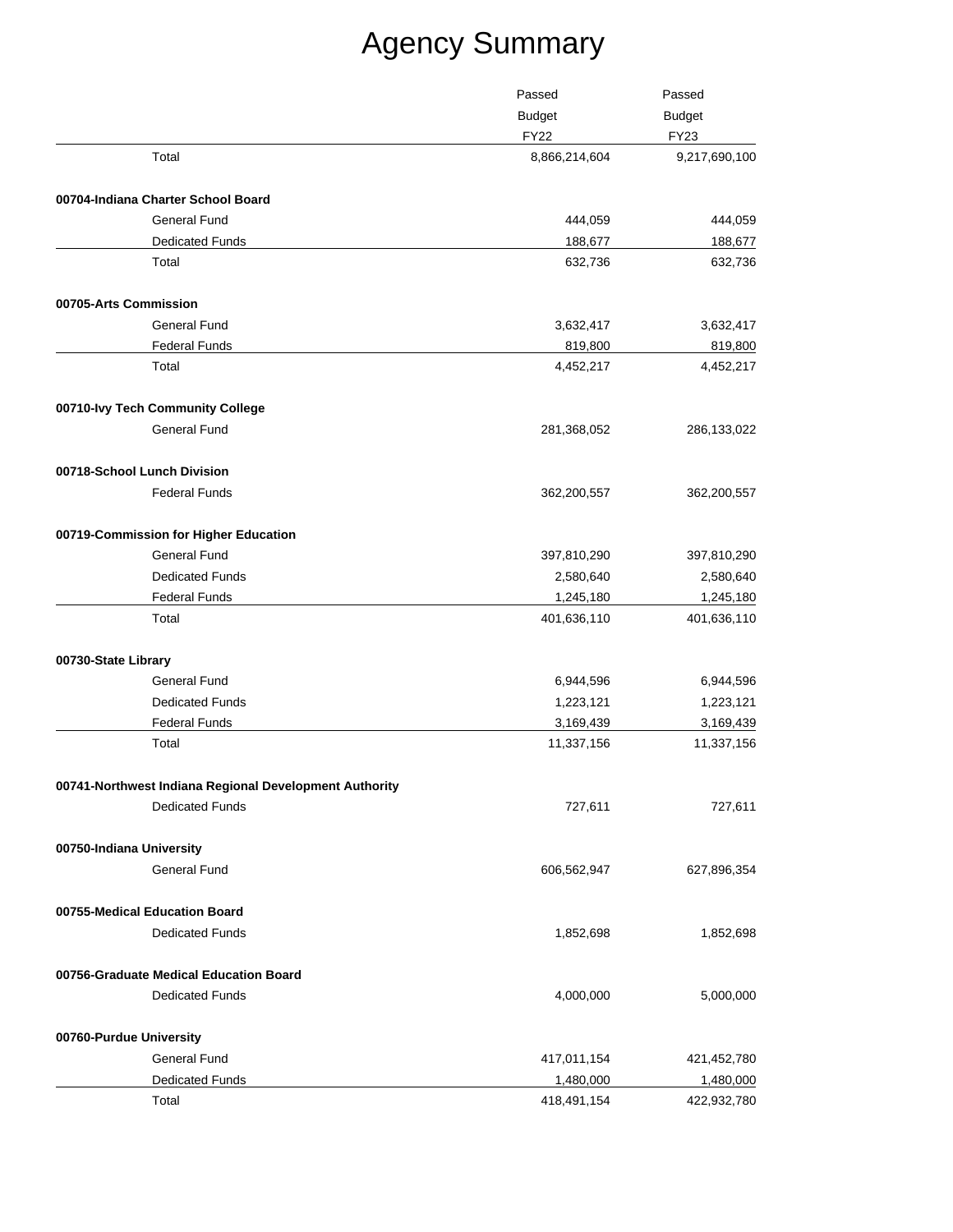# Agency Summary

| | Passed Budget FY22 | Passed Budget FY23 |
|---|---|---|
| Total | 8,866,214,604 | 9,217,690,100 |
| **00704-Indiana Charter School Board** | | |
| General Fund | 444,059 | 444,059 |
| Dedicated Funds | 188,677 | 188,677 |
| Total | 632,736 | 632,736 |
| **00705-Arts Commission** | | |
| General Fund | 3,632,417 | 3,632,417 |
| Federal Funds | 819,800 | 819,800 |
| Total | 4,452,217 | 4,452,217 |
| **00710-Ivy Tech Community College** | | |
| General Fund | 281,368,052 | 286,133,022 |
| **00718-School Lunch Division** | | |
| Federal Funds | 362,200,557 | 362,200,557 |
| **00719-Commission for Higher Education** | | |
| General Fund | 397,810,290 | 397,810,290 |
| Dedicated Funds | 2,580,640 | 2,580,640 |
| Federal Funds | 1,245,180 | 1,245,180 |
| Total | 401,636,110 | 401,636,110 |
| **00730-State Library** | | |
| General Fund | 6,944,596 | 6,944,596 |
| Dedicated Funds | 1,223,121 | 1,223,121 |
| Federal Funds | 3,169,439 | 3,169,439 |
| Total | 11,337,156 | 11,337,156 |
| **00741-Northwest Indiana Regional Development Authority** | | |
| Dedicated Funds | 727,611 | 727,611 |
| **00750-Indiana University** | | |
| General Fund | 606,562,947 | 627,896,354 |
| **00755-Medical Education Board** | | |
| Dedicated Funds | 1,852,698 | 1,852,698 |
| **00756-Graduate Medical Education Board** | | |
| Dedicated Funds | 4,000,000 | 5,000,000 |
| **00760-Purdue University** | | |
| General Fund | 417,011,154 | 421,452,780 |
| Dedicated Funds | 1,480,000 | 1,480,000 |
| Total | 418,491,154 | 422,932,780 |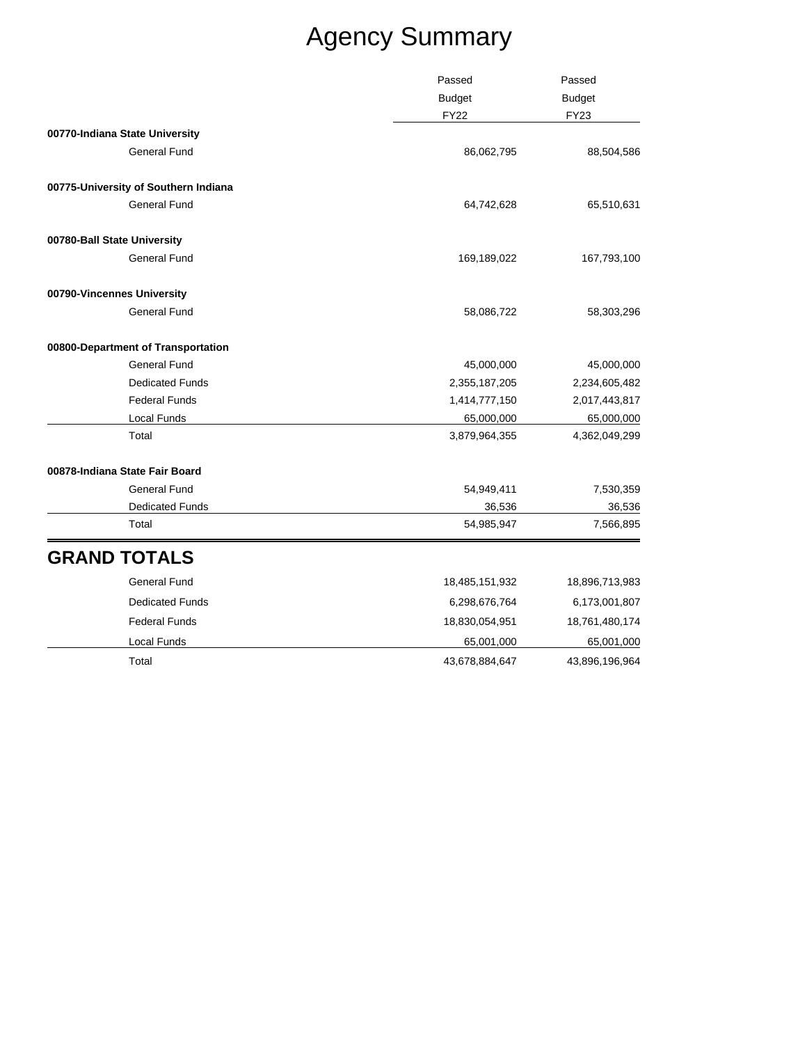# Agency Summary

| | Passed Budget FY22 | Passed Budget FY23 |
|---|---|---|
| **00770-Indiana State University** | | |
| General Fund | 86,062,795 | 88,504,586 |
| **00775-University of Southern Indiana** | | |
| General Fund | 64,742,628 | 65,510,631 |
| **00780-Ball State University** | | |
| General Fund | 169,189,022 | 167,793,100 |
| **00790-Vincennes University** | | |
| General Fund | 58,086,722 | 58,303,296 |
| **00800-Department of Transportation** | | |
| General Fund | 45,000,000 | 45,000,000 |
| Dedicated Funds | 2,355,187,205 | 2,234,605,482 |
| Federal Funds | 1,414,777,150 | 2,017,443,817 |
| Local Funds | 65,000,000 | 65,000,000 |
| Total | 3,879,964,355 | 4,362,049,299 |
| **00878-Indiana State Fair Board** | | |
| General Fund | 54,949,411 | 7,530,359 |
| Dedicated Funds | 36,536 | 36,536 |
| Total | 54,985,947 | 7,566,895 |

## GRAND TOTALS

| | Passed Budget FY22 | Passed Budget FY23 |
|---|---|---|
| General Fund | 18,485,151,932 | 18,896,713,983 |
| Dedicated Funds | 6,298,676,764 | 6,173,001,807 |
| Federal Funds | 18,830,054,951 | 18,761,480,174 |
| Local Funds | 65,001,000 | 65,001,000 |
| Total | 43,678,884,647 | 43,896,196,964 |